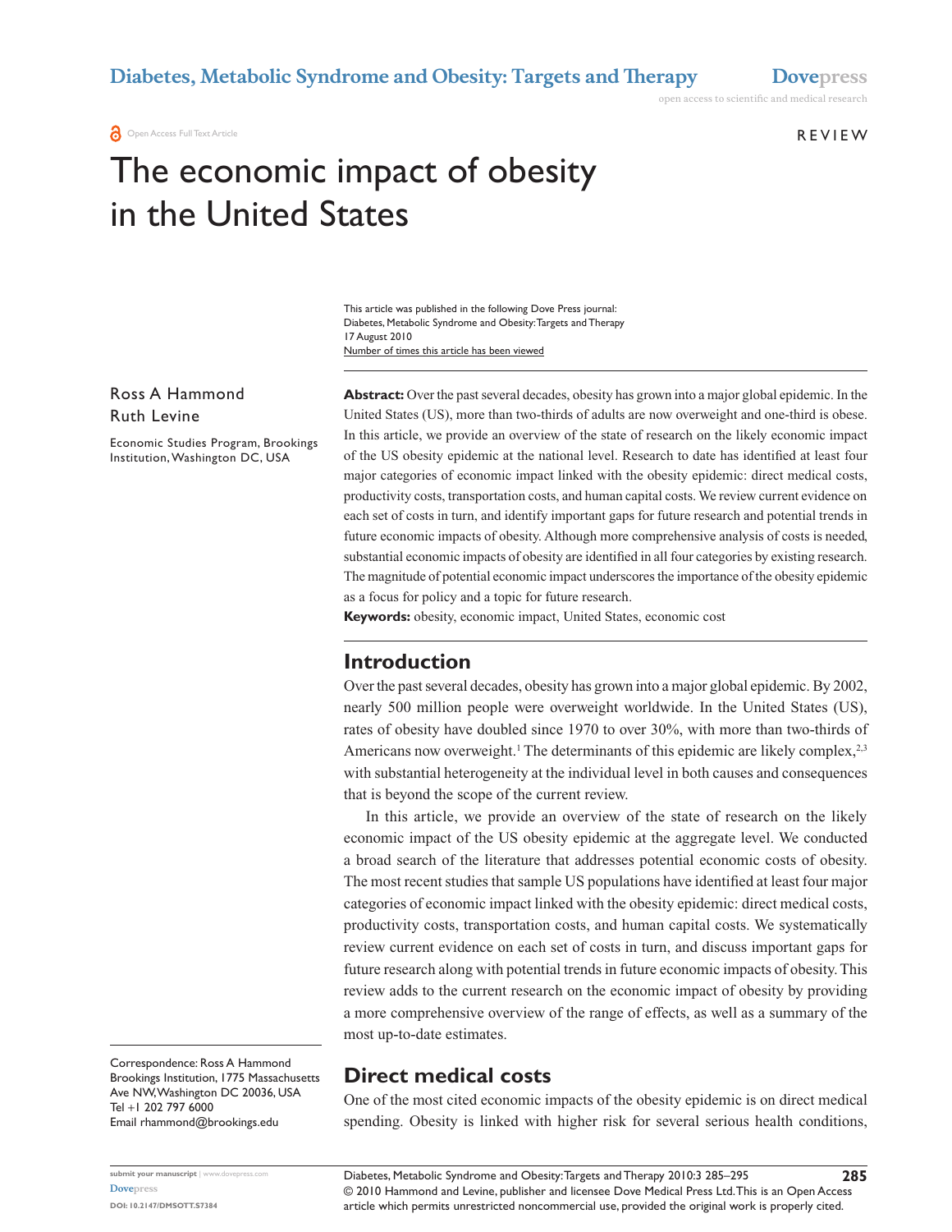Open Access Full Text Article

REVIEW

# The economic impact of obesity in the United States

This article was published in the following Dove Press journal:
Diabetes, Metabolic Syndrome and Obesity: Targets and Therapy
17 August 2010
Number of times this article has been viewed

Ross A Hammond
Ruth Levine

Economic Studies Program, Brookings Institution, Washington DC, USA

**Abstract:** Over the past several decades, obesity has grown into a major global epidemic. In the United States (US), more than two-thirds of adults are now overweight and one-third is obese. In this article, we provide an overview of the state of research on the likely economic impact of the US obesity epidemic at the national level. Research to date has identified at least four major categories of economic impact linked with the obesity epidemic: direct medical costs, productivity costs, transportation costs, and human capital costs. We review current evidence on each set of costs in turn, and identify important gaps for future research and potential trends in future economic impacts of obesity. Although more comprehensive analysis of costs is needed, substantial economic impacts of obesity are identified in all four categories by existing research. The magnitude of potential economic impact underscores the importance of the obesity epidemic as a focus for policy and a topic for future research.

**Keywords:** obesity, economic impact, United States, economic cost

## Introduction

Over the past several decades, obesity has grown into a major global epidemic. By 2002, nearly 500 million people were overweight worldwide. In the United States (US), rates of obesity have doubled since 1970 to over 30%, with more than two-thirds of Americans now overweight.[1] The determinants of this epidemic are likely complex,[2,3] with substantial heterogeneity at the individual level in both causes and consequences that is beyond the scope of the current review.

In this article, we provide an overview of the state of research on the likely economic impact of the US obesity epidemic at the aggregate level. We conducted a broad search of the literature that addresses potential economic costs of obesity. The most recent studies that sample US populations have identified at least four major categories of economic impact linked with the obesity epidemic: direct medical costs, productivity costs, transportation costs, and human capital costs. We systematically review current evidence on each set of costs in turn, and discuss important gaps for future research along with potential trends in future economic impacts of obesity. This review adds to the current research on the economic impact of obesity by providing a more comprehensive overview of the range of effects, as well as a summary of the most up-to-date estimates.

## Direct medical costs

One of the most cited economic impacts of the obesity epidemic is on direct medical spending. Obesity is linked with higher risk for several serious health conditions,

Correspondence: Ross A Hammond
Brookings Institution, 1775 Massachusetts Ave NW, Washington DC 20036, USA
Tel +1 202 797 6000
Email rhammond@brookings.edu

© 2010 Hammond and Levine, publisher and licensee Dove Medical Press Ltd. This is an Open Access article which permits unrestricted noncommercial use, provided the original work is properly cited.

DOI: 10.2147/DMSOTT.S7384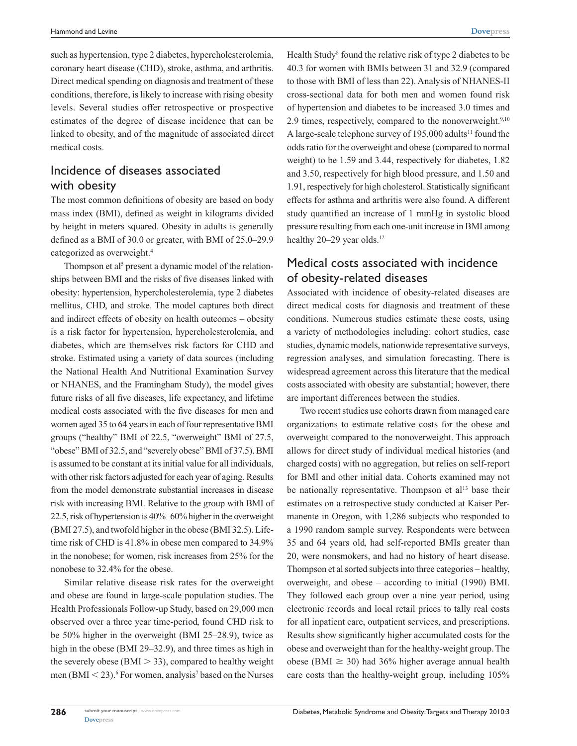such as hypertension, type 2 diabetes, hypercholesterolemia, coronary heart disease (CHD), stroke, asthma, and arthritis. Direct medical spending on diagnosis and treatment of these conditions, therefore, is likely to increase with rising obesity levels. Several studies offer retrospective or prospective estimates of the degree of disease incidence that can be linked to obesity, and of the magnitude of associated direct medical costs.

## Incidence of diseases associated with obesity

The most common definitions of obesity are based on body mass index (BMI), defined as weight in kilograms divided by height in meters squared. Obesity in adults is generally defined as a BMI of 30.0 or greater, with BMI of 25.0–29.9 categorized as overweight.[4]

Thompson et al[5] present a dynamic model of the relationships between BMI and the risks of five diseases linked with obesity: hypertension, hypercholesterolemia, type 2 diabetes mellitus, CHD, and stroke. The model captures both direct and indirect effects of obesity on health outcomes – obesity is a risk factor for hypertension, hypercholesterolemia, and diabetes, which are themselves risk factors for CHD and stroke. Estimated using a variety of data sources (including the National Health And Nutritional Examination Survey or NHANES, and the Framingham Study), the model gives future risks of all five diseases, life expectancy, and lifetime medical costs associated with the five diseases for men and women aged 35 to 64 years in each of four representative BMI groups ("healthy" BMI of 22.5, "overweight" BMI of 27.5, "obese" BMI of 32.5, and "severely obese" BMI of 37.5). BMI is assumed to be constant at its initial value for all individuals, with other risk factors adjusted for each year of aging. Results from the model demonstrate substantial increases in disease risk with increasing BMI. Relative to the group with BMI of 22.5, risk of hypertension is 40%–60% higher in the overweight (BMI 27.5), and twofold higher in the obese (BMI 32.5). Lifetime risk of CHD is 41.8% in obese men compared to 34.9% in the nonobese; for women, risk increases from 25% for the nonobese to 32.4% for the obese.

Similar relative disease risk rates for the overweight and obese are found in large-scale population studies. The Health Professionals Follow-up Study, based on 29,000 men observed over a three year time-period, found CHD risk to be 50% higher in the overweight (BMI 25–28.9), twice as high in the obese (BMI 29–32.9), and three times as high in the severely obese (BMI $> 33$), compared to healthy weight men (BMI $< 23$).[6] For women, analysis[7] based on the Nurses Health Study[8] found the relative risk of type 2 diabetes to be 40.3 for women with BMIs between 31 and 32.9 (compared to those with BMI of less than 22). Analysis of NHANES-II cross-sectional data for both men and women found risk of hypertension and diabetes to be increased 3.0 times and 2.9 times, respectively, compared to the nonoverweight.[9,10] A large-scale telephone survey of 195,000 adults[11] found the odds ratio for the overweight and obese (compared to normal weight) to be 1.59 and 3.44, respectively for diabetes, 1.82 and 3.50, respectively for high blood pressure, and 1.50 and 1.91, respectively for high cholesterol. Statistically significant effects for asthma and arthritis were also found. A different study quantified an increase of 1 mmHg in systolic blood pressure resulting from each one-unit increase in BMI among healthy 20–29 year olds.[12]

## Medical costs associated with incidence of obesity-related diseases

Associated with incidence of obesity-related diseases are direct medical costs for diagnosis and treatment of these conditions. Numerous studies estimate these costs, using a variety of methodologies including: cohort studies, case studies, dynamic models, nationwide representative surveys, regression analyses, and simulation forecasting. There is widespread agreement across this literature that the medical costs associated with obesity are substantial; however, there are important differences between the studies.

Two recent studies use cohorts drawn from managed care organizations to estimate relative costs for the obese and overweight compared to the nonoverweight. This approach allows for direct study of individual medical histories (and charged costs) with no aggregation, but relies on self-report for BMI and other initial data. Cohorts examined may not be nationally representative. Thompson et al[13] base their estimates on a retrospective study conducted at Kaiser Permanente in Oregon, with 1,286 subjects who responded to a 1990 random sample survey. Respondents were between 35 and 64 years old, had self-reported BMIs greater than 20, were nonsmokers, and had no history of heart disease. Thompson et al sorted subjects into three categories – healthy, overweight, and obese – according to initial (1990) BMI. They followed each group over a nine year period, using electronic records and local retail prices to tally real costs for all inpatient care, outpatient services, and prescriptions. Results show significantly higher accumulated costs for the obese and overweight than for the healthy-weight group. The obese (BMI $\geq 30$) had 36% higher average annual health care costs than the healthy-weight group, including 105%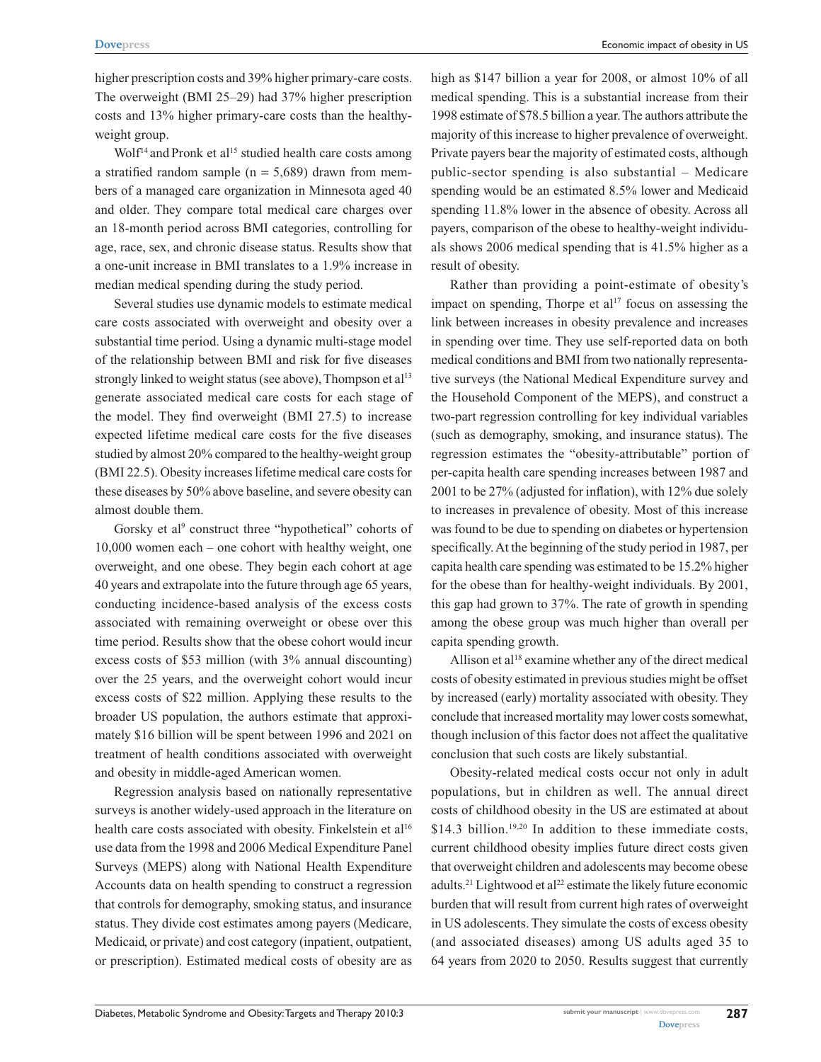higher prescription costs and 39% higher primary-care costs. The overweight (BMI 25–29) had 37% higher prescription costs and 13% higher primary-care costs than the healthy-weight group.

Wolf[14] and Pronk et al[15] studied health care costs among a stratified random sample (n = 5,689) drawn from members of a managed care organization in Minnesota aged 40 and older. They compare total medical care charges over an 18-month period across BMI categories, controlling for age, race, sex, and chronic disease status. Results show that a one-unit increase in BMI translates to a 1.9% increase in median medical spending during the study period.

Several studies use dynamic models to estimate medical care costs associated with overweight and obesity over a substantial time period. Using a dynamic multi-stage model of the relationship between BMI and risk for five diseases strongly linked to weight status (see above), Thompson et al[13] generate associated medical care costs for each stage of the model. They find overweight (BMI 27.5) to increase expected lifetime medical care costs for the five diseases studied by almost 20% compared to the healthy-weight group (BMI 22.5). Obesity increases lifetime medical care costs for these diseases by 50% above baseline, and severe obesity can almost double them.

Gorsky et al[9] construct three "hypothetical" cohorts of 10,000 women each – one cohort with healthy weight, one overweight, and one obese. They begin each cohort at age 40 years and extrapolate into the future through age 65 years, conducting incidence-based analysis of the excess costs associated with remaining overweight or obese over this time period. Results show that the obese cohort would incur excess costs of $53 million (with 3% annual discounting) over the 25 years, and the overweight cohort would incur excess costs of $22 million. Applying these results to the broader US population, the authors estimate that approximately $16 billion will be spent between 1996 and 2021 on treatment of health conditions associated with overweight and obesity in middle-aged American women.

Regression analysis based on nationally representative surveys is another widely-used approach in the literature on health care costs associated with obesity. Finkelstein et al[16] use data from the 1998 and 2006 Medical Expenditure Panel Surveys (MEPS) along with National Health Expenditure Accounts data on health spending to construct a regression that controls for demography, smoking status, and insurance status. They divide cost estimates among payers (Medicare, Medicaid, or private) and cost category (inpatient, outpatient, or prescription). Estimated medical costs of obesity are as high as $147 billion a year for 2008, or almost 10% of all medical spending. This is a substantial increase from their 1998 estimate of $78.5 billion a year. The authors attribute the majority of this increase to higher prevalence of overweight. Private payers bear the majority of estimated costs, although public-sector spending is also substantial – Medicare spending would be an estimated 8.5% lower and Medicaid spending 11.8% lower in the absence of obesity. Across all payers, comparison of the obese to healthy-weight individuals shows 2006 medical spending that is 41.5% higher as a result of obesity.

Rather than providing a point-estimate of obesity's impact on spending, Thorpe et al[17] focus on assessing the link between increases in obesity prevalence and increases in spending over time. They use self-reported data on both medical conditions and BMI from two nationally representative surveys (the National Medical Expenditure survey and the Household Component of the MEPS), and construct a two-part regression controlling for key individual variables (such as demography, smoking, and insurance status). The regression estimates the "obesity-attributable" portion of per-capita health care spending increases between 1987 and 2001 to be 27% (adjusted for inflation), with 12% due solely to increases in prevalence of obesity. Most of this increase was found to be due to spending on diabetes or hypertension specifically. At the beginning of the study period in 1987, per capita health care spending was estimated to be 15.2% higher for the obese than for healthy-weight individuals. By 2001, this gap had grown to 37%. The rate of growth in spending among the obese group was much higher than overall per capita spending growth.

Allison et al[18] examine whether any of the direct medical costs of obesity estimated in previous studies might be offset by increased (early) mortality associated with obesity. They conclude that increased mortality may lower costs somewhat, though inclusion of this factor does not affect the qualitative conclusion that such costs are likely substantial.

Obesity-related medical costs occur not only in adult populations, but in children as well. The annual direct costs of childhood obesity in the US are estimated at about $14.3 billion.[19,20] In addition to these immediate costs, current childhood obesity implies future direct costs given that overweight children and adolescents may become obese adults.[21] Lightwood et al[22] estimate the likely future economic burden that will result from current high rates of overweight in US adolescents. They simulate the costs of excess obesity (and associated diseases) among US adults aged 35 to 64 years from 2020 to 2050. Results suggest that currently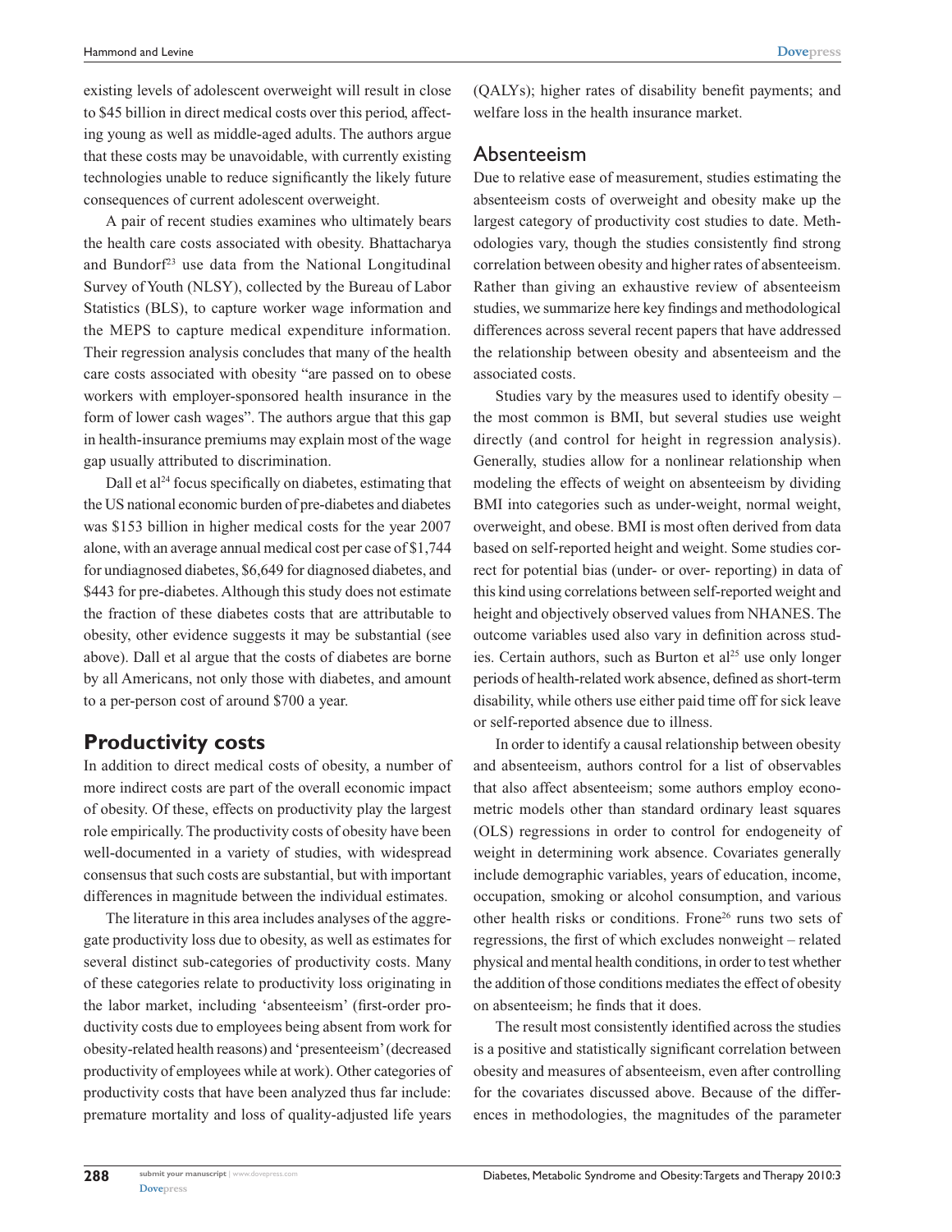existing levels of adolescent overweight will result in close to $45 billion in direct medical costs over this period, affecting young as well as middle-aged adults. The authors argue that these costs may be unavoidable, with currently existing technologies unable to reduce significantly the likely future consequences of current adolescent overweight.

A pair of recent studies examines who ultimately bears the health care costs associated with obesity. Bhattacharya and Bundorf[23] use data from the National Longitudinal Survey of Youth (NLSY), collected by the Bureau of Labor Statistics (BLS), to capture worker wage information and the MEPS to capture medical expenditure information. Their regression analysis concludes that many of the health care costs associated with obesity "are passed on to obese workers with employer-sponsored health insurance in the form of lower cash wages". The authors argue that this gap in health-insurance premiums may explain most of the wage gap usually attributed to discrimination.

Dall et al[24] focus specifically on diabetes, estimating that the US national economic burden of pre-diabetes and diabetes was $153 billion in higher medical costs for the year 2007 alone, with an average annual medical cost per case of $1,744 for undiagnosed diabetes, $6,649 for diagnosed diabetes, and $443 for pre-diabetes. Although this study does not estimate the fraction of these diabetes costs that are attributable to obesity, other evidence suggests it may be substantial (see above). Dall et al argue that the costs of diabetes are borne by all Americans, not only those with diabetes, and amount to a per-person cost of around $700 a year.

## Productivity costs

In addition to direct medical costs of obesity, a number of more indirect costs are part of the overall economic impact of obesity. Of these, effects on productivity play the largest role empirically. The productivity costs of obesity have been well-documented in a variety of studies, with widespread consensus that such costs are substantial, but with important differences in magnitude between the individual estimates.

The literature in this area includes analyses of the aggregate productivity loss due to obesity, as well as estimates for several distinct sub-categories of productivity costs. Many of these categories relate to productivity loss originating in the labor market, including 'absenteeism' (first-order productivity costs due to employees being absent from work for obesity-related health reasons) and 'presenteeism' (decreased productivity of employees while at work). Other categories of productivity costs that have been analyzed thus far include: premature mortality and loss of quality-adjusted life years (QALYs); higher rates of disability benefit payments; and welfare loss in the health insurance market.

### Absenteeism

Due to relative ease of measurement, studies estimating the absenteeism costs of overweight and obesity make up the largest category of productivity cost studies to date. Methodologies vary, though the studies consistently find strong correlation between obesity and higher rates of absenteeism. Rather than giving an exhaustive review of absenteeism studies, we summarize here key findings and methodological differences across several recent papers that have addressed the relationship between obesity and absenteeism and the associated costs.

Studies vary by the measures used to identify obesity – the most common is BMI, but several studies use weight directly (and control for height in regression analysis). Generally, studies allow for a nonlinear relationship when modeling the effects of weight on absenteeism by dividing BMI into categories such as under-weight, normal weight, overweight, and obese. BMI is most often derived from data based on self-reported height and weight. Some studies correct for potential bias (under- or over- reporting) in data of this kind using correlations between self-reported weight and height and objectively observed values from NHANES. The outcome variables used also vary in definition across studies. Certain authors, such as Burton et al[25] use only longer periods of health-related work absence, defined as short-term disability, while others use either paid time off for sick leave or self-reported absence due to illness.

In order to identify a causal relationship between obesity and absenteeism, authors control for a list of observables that also affect absenteeism; some authors employ econometric models other than standard ordinary least squares (OLS) regressions in order to control for endogeneity of weight in determining work absence. Covariates generally include demographic variables, years of education, income, occupation, smoking or alcohol consumption, and various other health risks or conditions. Frone[26] runs two sets of regressions, the first of which excludes nonweight – related physical and mental health conditions, in order to test whether the addition of those conditions mediates the effect of obesity on absenteeism; he finds that it does.

The result most consistently identified across the studies is a positive and statistically significant correlation between obesity and measures of absenteeism, even after controlling for the covariates discussed above. Because of the differences in methodologies, the magnitudes of the parameter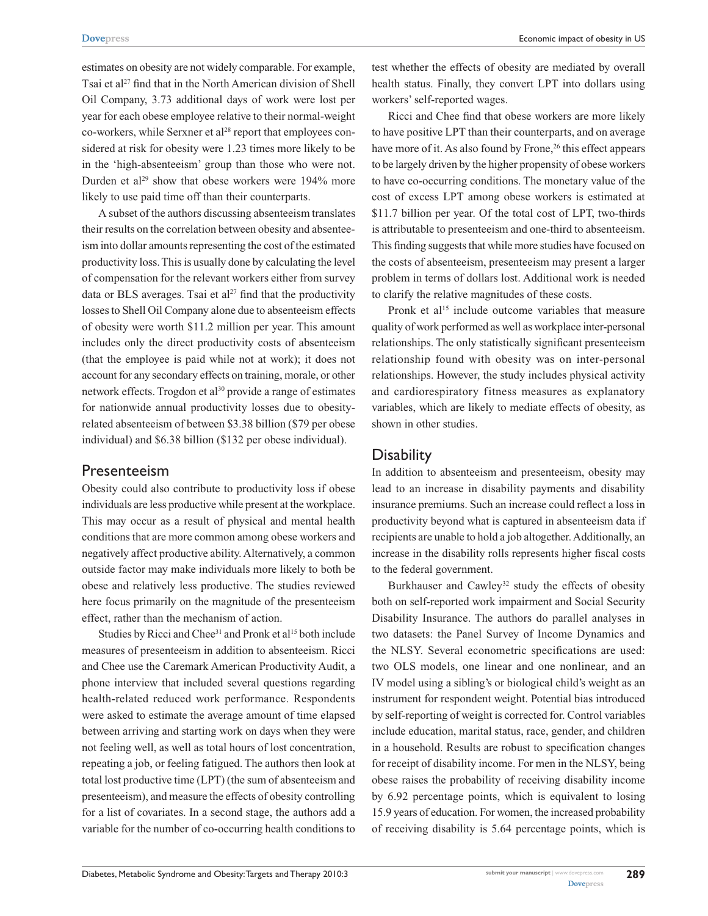estimates on obesity are not widely comparable. For example, Tsai et al[27] find that in the North American division of Shell Oil Company, 3.73 additional days of work were lost per year for each obese employee relative to their normal-weight co-workers, while Serxner et al[28] report that employees considered at risk for obesity were 1.23 times more likely to be in the 'high-absenteeism' group than those who were not. Durden et al[29] show that obese workers were 194% more likely to use paid time off than their counterparts.

A subset of the authors discussing absenteeism translates their results on the correlation between obesity and absenteeism into dollar amounts representing the cost of the estimated productivity loss. This is usually done by calculating the level of compensation for the relevant workers either from survey data or BLS averages. Tsai et al[27] find that the productivity losses to Shell Oil Company alone due to absenteeism effects of obesity were worth \$11.2 million per year. This amount includes only the direct productivity costs of absenteeism (that the employee is paid while not at work); it does not account for any secondary effects on training, morale, or other network effects. Trogdon et al[30] provide a range of estimates for nationwide annual productivity losses due to obesity-related absenteeism of between \$3.38 billion (\$79 per obese individual) and \$6.38 billion (\$132 per obese individual).

## Presenteeism

Obesity could also contribute to productivity loss if obese individuals are less productive while present at the workplace. This may occur as a result of physical and mental health conditions that are more common among obese workers and negatively affect productive ability. Alternatively, a common outside factor may make individuals more likely to both be obese and relatively less productive. The studies reviewed here focus primarily on the magnitude of the presenteeism effect, rather than the mechanism of action.

Studies by Ricci and Chee[31] and Pronk et al[15] both include measures of presenteeism in addition to absenteeism. Ricci and Chee use the Caremark American Productivity Audit, a phone interview that included several questions regarding health-related reduced work performance. Respondents were asked to estimate the average amount of time elapsed between arriving and starting work on days when they were not feeling well, as well as total hours of lost concentration, repeating a job, or feeling fatigued. The authors then look at total lost productive time (LPT) (the sum of absenteeism and presenteeism), and measure the effects of obesity controlling for a list of covariates. In a second stage, the authors add a variable for the number of co-occurring health conditions to test whether the effects of obesity are mediated by overall health status. Finally, they convert LPT into dollars using workers' self-reported wages.

Ricci and Chee find that obese workers are more likely to have positive LPT than their counterparts, and on average have more of it. As also found by Frone,[26] this effect appears to be largely driven by the higher propensity of obese workers to have co-occurring conditions. The monetary value of the cost of excess LPT among obese workers is estimated at \$11.7 billion per year. Of the total cost of LPT, two-thirds is attributable to presenteeism and one-third to absenteeism. This finding suggests that while more studies have focused on the costs of absenteeism, presenteeism may present a larger problem in terms of dollars lost. Additional work is needed to clarify the relative magnitudes of these costs.

Pronk et al[15] include outcome variables that measure quality of work performed as well as workplace inter-personal relationships. The only statistically significant presenteeism relationship found with obesity was on inter-personal relationships. However, the study includes physical activity and cardiorespiratory fitness measures as explanatory variables, which are likely to mediate effects of obesity, as shown in other studies.

## Disability

In addition to absenteeism and presenteeism, obesity may lead to an increase in disability payments and disability insurance premiums. Such an increase could reflect a loss in productivity beyond what is captured in absenteeism data if recipients are unable to hold a job altogether. Additionally, an increase in the disability rolls represents higher fiscal costs to the federal government.

Burkhauser and Cawley[32] study the effects of obesity both on self-reported work impairment and Social Security Disability Insurance. The authors do parallel analyses in two datasets: the Panel Survey of Income Dynamics and the NLSY. Several econometric specifications are used: two OLS models, one linear and one nonlinear, and an IV model using a sibling's or biological child's weight as an instrument for respondent weight. Potential bias introduced by self-reporting of weight is corrected for. Control variables include education, marital status, race, gender, and children in a household. Results are robust to specification changes for receipt of disability income. For men in the NLSY, being obese raises the probability of receiving disability income by 6.92 percentage points, which is equivalent to losing 15.9 years of education. For women, the increased probability of receiving disability is 5.64 percentage points, which is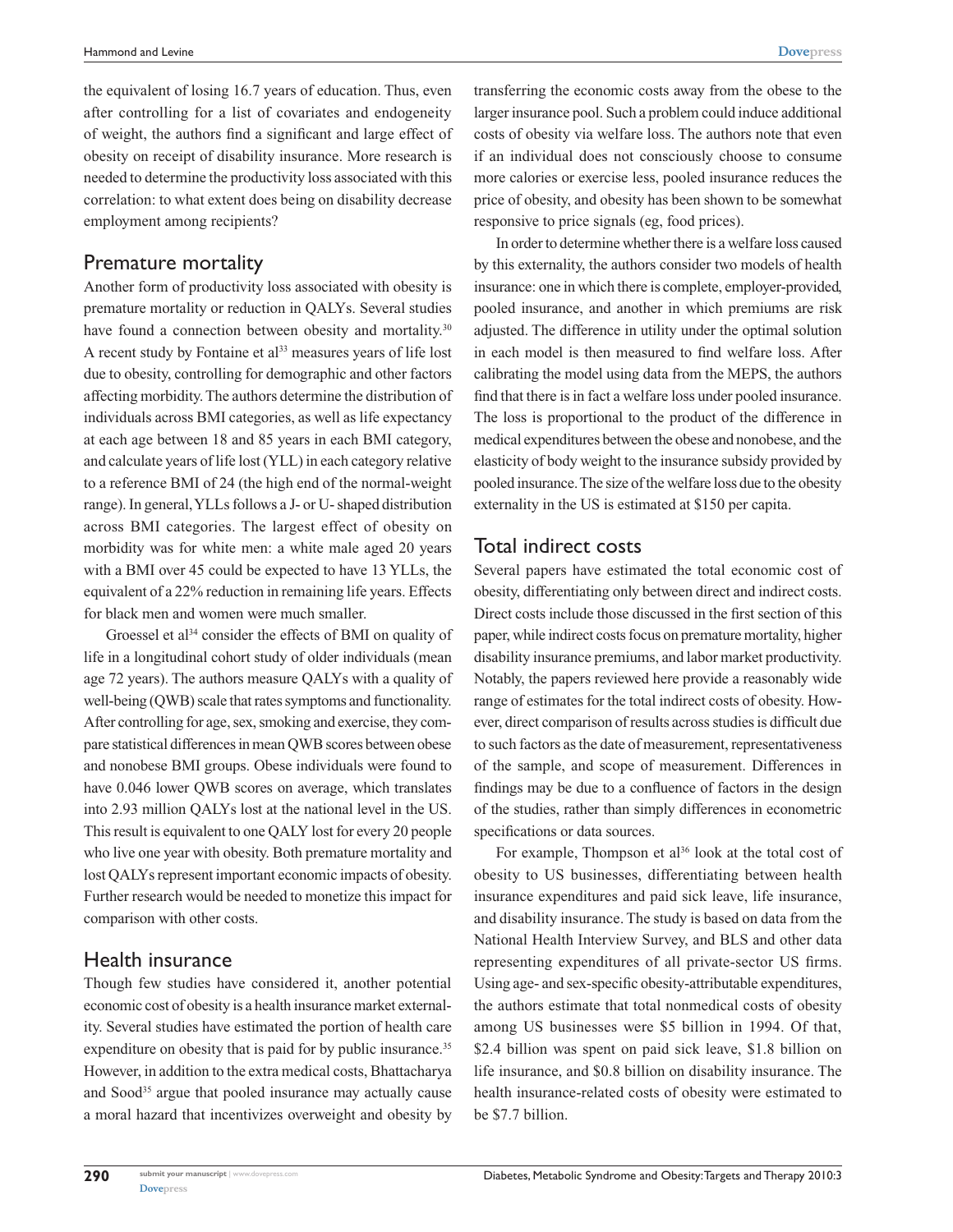the equivalent of losing 16.7 years of education. Thus, even after controlling for a list of covariates and endogeneity of weight, the authors find a significant and large effect of obesity on receipt of disability insurance. More research is needed to determine the productivity loss associated with this correlation: to what extent does being on disability decrease employment among recipients?

## Premature mortality

Another form of productivity loss associated with obesity is premature mortality or reduction in QALYs. Several studies have found a connection between obesity and mortality.[30] A recent study by Fontaine et al[33] measures years of life lost due to obesity, controlling for demographic and other factors affecting morbidity. The authors determine the distribution of individuals across BMI categories, as well as life expectancy at each age between 18 and 85 years in each BMI category, and calculate years of life lost (YLL) in each category relative to a reference BMI of 24 (the high end of the normal-weight range). In general, YLLs follows a J- or U- shaped distribution across BMI categories. The largest effect of obesity on morbidity was for white men: a white male aged 20 years with a BMI over 45 could be expected to have 13 YLLs, the equivalent of a 22% reduction in remaining life years. Effects for black men and women were much smaller.

Groessel et al[34] consider the effects of BMI on quality of life in a longitudinal cohort study of older individuals (mean age 72 years). The authors measure QALYs with a quality of well-being (QWB) scale that rates symptoms and functionality. After controlling for age, sex, smoking and exercise, they compare statistical differences in mean QWB scores between obese and nonobese BMI groups. Obese individuals were found to have 0.046 lower QWB scores on average, which translates into 2.93 million QALYs lost at the national level in the US. This result is equivalent to one QALY lost for every 20 people who live one year with obesity. Both premature mortality and lost QALYs represent important economic impacts of obesity. Further research would be needed to monetize this impact for comparison with other costs.

## Health insurance

Though few studies have considered it, another potential economic cost of obesity is a health insurance market externality. Several studies have estimated the portion of health care expenditure on obesity that is paid for by public insurance.[35] However, in addition to the extra medical costs, Bhattacharya and Sood[35] argue that pooled insurance may actually cause a moral hazard that incentivizes overweight and obesity by transferring the economic costs away from the obese to the larger insurance pool. Such a problem could induce additional costs of obesity via welfare loss. The authors note that even if an individual does not consciously choose to consume more calories or exercise less, pooled insurance reduces the price of obesity, and obesity has been shown to be somewhat responsive to price signals (eg, food prices).

In order to determine whether there is a welfare loss caused by this externality, the authors consider two models of health insurance: one in which there is complete, employer-provided, pooled insurance, and another in which premiums are risk adjusted. The difference in utility under the optimal solution in each model is then measured to find welfare loss. After calibrating the model using data from the MEPS, the authors find that there is in fact a welfare loss under pooled insurance. The loss is proportional to the product of the difference in medical expenditures between the obese and nonobese, and the elasticity of body weight to the insurance subsidy provided by pooled insurance. The size of the welfare loss due to the obesity externality in the US is estimated at $150 per capita.

## Total indirect costs

Several papers have estimated the total economic cost of obesity, differentiating only between direct and indirect costs. Direct costs include those discussed in the first section of this paper, while indirect costs focus on premature mortality, higher disability insurance premiums, and labor market productivity. Notably, the papers reviewed here provide a reasonably wide range of estimates for the total indirect costs of obesity. However, direct comparison of results across studies is difficult due to such factors as the date of measurement, representativeness of the sample, and scope of measurement. Differences in findings may be due to a confluence of factors in the design of the studies, rather than simply differences in econometric specifications or data sources.

For example, Thompson et al[36] look at the total cost of obesity to US businesses, differentiating between health insurance expenditures and paid sick leave, life insurance, and disability insurance. The study is based on data from the National Health Interview Survey, and BLS and other data representing expenditures of all private-sector US firms. Using age- and sex-specific obesity-attributable expenditures, the authors estimate that total nonmedical costs of obesity among US businesses were $5 billion in 1994. Of that, $2.4 billion was spent on paid sick leave, $1.8 billion on life insurance, and $0.8 billion on disability insurance. The health insurance-related costs of obesity were estimated to be $7.7 billion.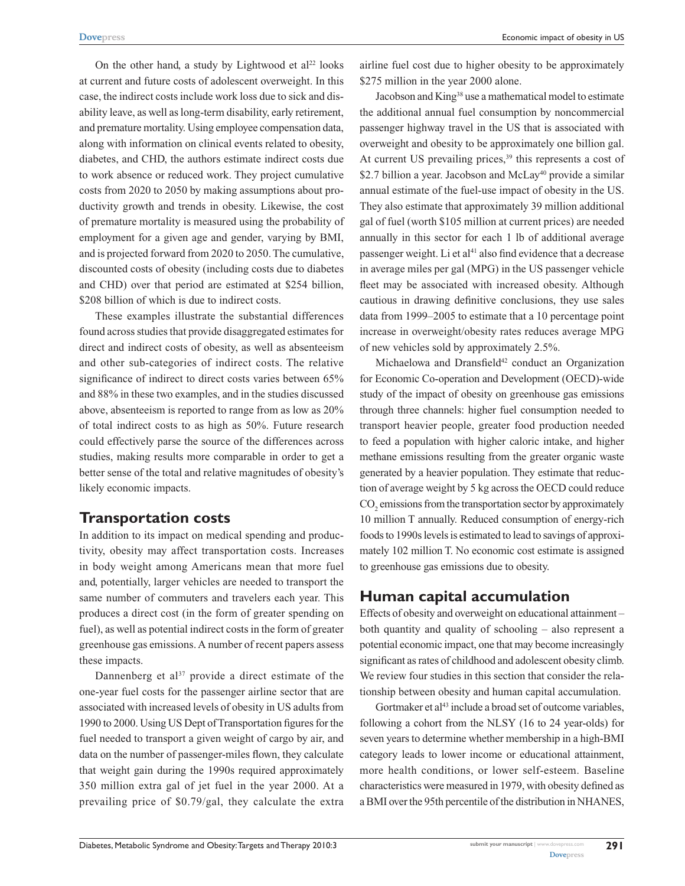On the other hand, a study by Lightwood et al[22] looks at current and future costs of adolescent overweight. In this case, the indirect costs include work loss due to sick and disability leave, as well as long-term disability, early retirement, and premature mortality. Using employee compensation data, along with information on clinical events related to obesity, diabetes, and CHD, the authors estimate indirect costs due to work absence or reduced work. They project cumulative costs from 2020 to 2050 by making assumptions about productivity growth and trends in obesity. Likewise, the cost of premature mortality is measured using the probability of employment for a given age and gender, varying by BMI, and is projected forward from 2020 to 2050. The cumulative, discounted costs of obesity (including costs due to diabetes and CHD) over that period are estimated at $254 billion, $208 billion of which is due to indirect costs.

These examples illustrate the substantial differences found across studies that provide disaggregated estimates for direct and indirect costs of obesity, as well as absenteeism and other sub-categories of indirect costs. The relative significance of indirect to direct costs varies between 65% and 88% in these two examples, and in the studies discussed above, absenteeism is reported to range from as low as 20% of total indirect costs to as high as 50%. Future research could effectively parse the source of the differences across studies, making results more comparable in order to get a better sense of the total and relative magnitudes of obesity's likely economic impacts.

## Transportation costs

In addition to its impact on medical spending and productivity, obesity may affect transportation costs. Increases in body weight among Americans mean that more fuel and, potentially, larger vehicles are needed to transport the same number of commuters and travelers each year. This produces a direct cost (in the form of greater spending on fuel), as well as potential indirect costs in the form of greater greenhouse gas emissions. A number of recent papers assess these impacts.

Dannenberg et al[37] provide a direct estimate of the one-year fuel costs for the passenger airline sector that are associated with increased levels of obesity in US adults from 1990 to 2000. Using US Dept of Transportation figures for the fuel needed to transport a given weight of cargo by air, and data on the number of passenger-miles flown, they calculate that weight gain during the 1990s required approximately 350 million extra gal of jet fuel in the year 2000. At a prevailing price of $0.79/gal, they calculate the extra airline fuel cost due to higher obesity to be approximately $275 million in the year 2000 alone.

Jacobson and King[38] use a mathematical model to estimate the additional annual fuel consumption by noncommercial passenger highway travel in the US that is associated with overweight and obesity to be approximately one billion gal. At current US prevailing prices,[39] this represents a cost of $2.7 billion a year. Jacobson and McLay[40] provide a similar annual estimate of the fuel-use impact of obesity in the US. They also estimate that approximately 39 million additional gal of fuel (worth $105 million at current prices) are needed annually in this sector for each 1 lb of additional average passenger weight. Li et al[41] also find evidence that a decrease in average miles per gal (MPG) in the US passenger vehicle fleet may be associated with increased obesity. Although cautious in drawing definitive conclusions, they use sales data from 1999–2005 to estimate that a 10 percentage point increase in overweight/obesity rates reduces average MPG of new vehicles sold by approximately 2.5%.

Michaelowa and Dransfield[42] conduct an Organization for Economic Co-operation and Development (OECD)-wide study of the impact of obesity on greenhouse gas emissions through three channels: higher fuel consumption needed to transport heavier people, greater food production needed to feed a population with higher caloric intake, and higher methane emissions resulting from the greater organic waste generated by a heavier population. They estimate that reduction of average weight by 5 kg across the OECD could reduce $CO_2$ emissions from the transportation sector by approximately 10 million T annually. Reduced consumption of energy-rich foods to 1990s levels is estimated to lead to savings of approximately 102 million T. No economic cost estimate is assigned to greenhouse gas emissions due to obesity.

## Human capital accumulation

Effects of obesity and overweight on educational attainment – both quantity and quality of schooling – also represent a potential economic impact, one that may become increasingly significant as rates of childhood and adolescent obesity climb. We review four studies in this section that consider the relationship between obesity and human capital accumulation.

Gortmaker et al[43] include a broad set of outcome variables, following a cohort from the NLSY (16 to 24 year-olds) for seven years to determine whether membership in a high-BMI category leads to lower income or educational attainment, more health conditions, or lower self-esteem. Baseline characteristics were measured in 1979, with obesity defined as a BMI over the 95th percentile of the distribution in NHANES,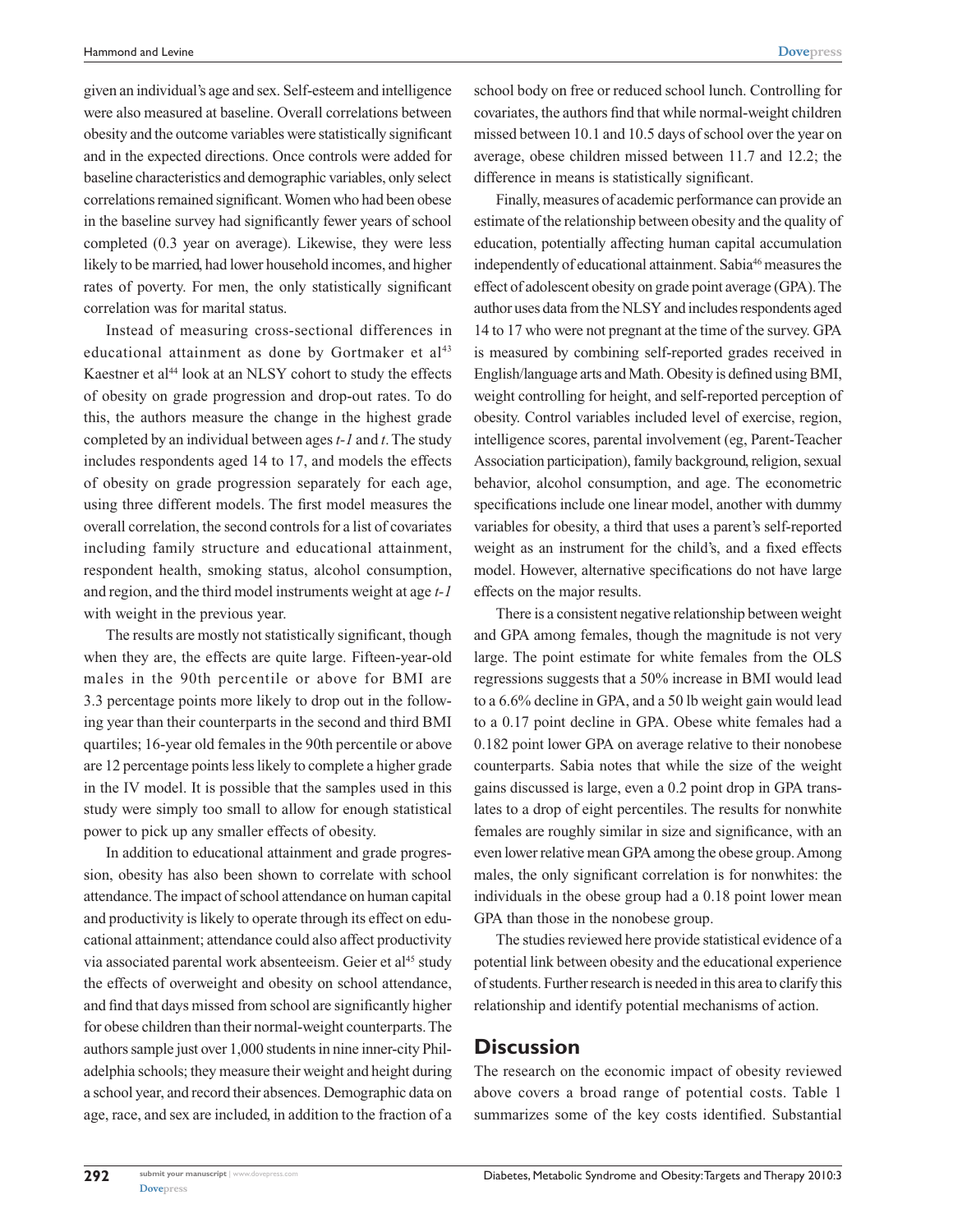given an individual's age and sex. Self-esteem and intelligence were also measured at baseline. Overall correlations between obesity and the outcome variables were statistically significant and in the expected directions. Once controls were added for baseline characteristics and demographic variables, only select correlations remained significant. Women who had been obese in the baseline survey had significantly fewer years of school completed (0.3 year on average). Likewise, they were less likely to be married, had lower household incomes, and higher rates of poverty. For men, the only statistically significant correlation was for marital status.

Instead of measuring cross-sectional differences in educational attainment as done by Gortmaker et al[43] Kaestner et al[44] look at an NLSY cohort to study the effects of obesity on grade progression and drop-out rates. To do this, the authors measure the change in the highest grade completed by an individual between ages *t-1* and *t*. The study includes respondents aged 14 to 17, and models the effects of obesity on grade progression separately for each age, using three different models. The first model measures the overall correlation, the second controls for a list of covariates including family structure and educational attainment, respondent health, smoking status, alcohol consumption, and region, and the third model instruments weight at age *t-1* with weight in the previous year.

The results are mostly not statistically significant, though when they are, the effects are quite large. Fifteen-year-old males in the 90th percentile or above for BMI are 3.3 percentage points more likely to drop out in the following year than their counterparts in the second and third BMI quartiles; 16-year old females in the 90th percentile or above are 12 percentage points less likely to complete a higher grade in the IV model. It is possible that the samples used in this study were simply too small to allow for enough statistical power to pick up any smaller effects of obesity.

In addition to educational attainment and grade progression, obesity has also been shown to correlate with school attendance. The impact of school attendance on human capital and productivity is likely to operate through its effect on educational attainment; attendance could also affect productivity via associated parental work absenteeism. Geier et al[45] study the effects of overweight and obesity on school attendance, and find that days missed from school are significantly higher for obese children than their normal-weight counterparts. The authors sample just over 1,000 students in nine inner-city Philadelphia schools; they measure their weight and height during a school year, and record their absences. Demographic data on age, race, and sex are included, in addition to the fraction of a school body on free or reduced school lunch. Controlling for covariates, the authors find that while normal-weight children missed between 10.1 and 10.5 days of school over the year on average, obese children missed between 11.7 and 12.2; the difference in means is statistically significant.

Finally, measures of academic performance can provide an estimate of the relationship between obesity and the quality of education, potentially affecting human capital accumulation independently of educational attainment. Sabia[46] measures the effect of adolescent obesity on grade point average (GPA). The author uses data from the NLSY and includes respondents aged 14 to 17 who were not pregnant at the time of the survey. GPA is measured by combining self-reported grades received in English/language arts and Math. Obesity is defined using BMI, weight controlling for height, and self-reported perception of obesity. Control variables included level of exercise, region, intelligence scores, parental involvement (eg, Parent-Teacher Association participation), family background, religion, sexual behavior, alcohol consumption, and age. The econometric specifications include one linear model, another with dummy variables for obesity, a third that uses a parent's self-reported weight as an instrument for the child's, and a fixed effects model. However, alternative specifications do not have large effects on the major results.

There is a consistent negative relationship between weight and GPA among females, though the magnitude is not very large. The point estimate for white females from the OLS regressions suggests that a 50% increase in BMI would lead to a 6.6% decline in GPA, and a 50 lb weight gain would lead to a 0.17 point decline in GPA. Obese white females had a 0.182 point lower GPA on average relative to their nonobese counterparts. Sabia notes that while the size of the weight gains discussed is large, even a 0.2 point drop in GPA translates to a drop of eight percentiles. The results for nonwhite females are roughly similar in size and significance, with an even lower relative mean GPA among the obese group. Among males, the only significant correlation is for nonwhites: the individuals in the obese group had a 0.18 point lower mean GPA than those in the nonobese group.

The studies reviewed here provide statistical evidence of a potential link between obesity and the educational experience of students. Further research is needed in this area to clarify this relationship and identify potential mechanisms of action.

## Discussion

The research on the economic impact of obesity reviewed above covers a broad range of potential costs. Table 1 summarizes some of the key costs identified. Substantial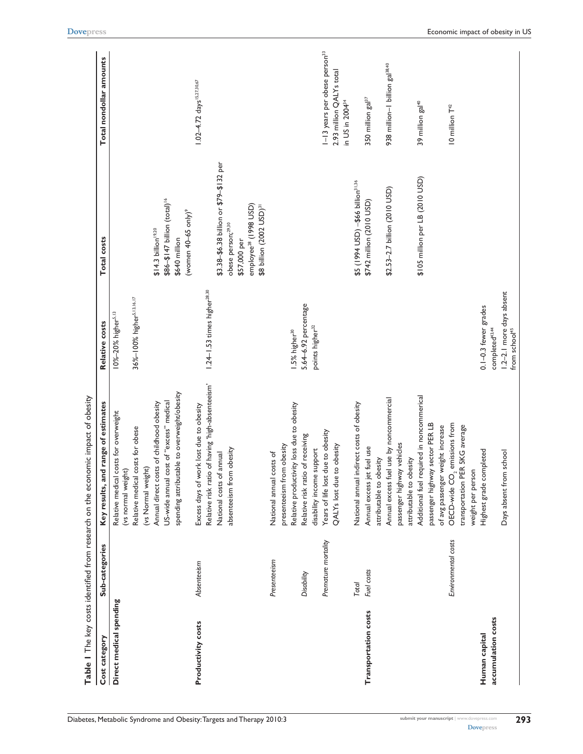**Table 1** The key costs identified from research on the economic impact of obesity

| Cost category | Sub-categories | Key results, and range of estimates | Relative costs | Total costs | Total nondollar amounts |
|---|---|---|---|---|---|
| **Direct medical spending** | | Relative medical costs for overweight (vs normal weight) | 10%–20% higher[5,13] | | |
| | | Relative medical costs for obese (vs Normal weight) | 36%–100% higher[5,13,16,17] | | |
| | | Annual direct costs of childhood obesity | | $14.3 billion[19,20] | |
| | | US-wide annual cost of "excess" medical spending attributable to overweight/obesity | | $86–$147 billion (total)[16] $640 million (women 40–65 only)[9] | |
| **Productivity costs** | *Absenteeism* | Excess days of work lost due to obesity | | | 1.02–4.72 days[15,27,30,67] |
| | | Relative risk ratio of having 'high-absenteeism' | 1.24–1.53 times higher[28,30] | | |
| | | National costs of annual absenteeism from obesity | | $3.38–$6.38 billion or $79–$132 per obese person;[29,30] $57,000 per employee[28] (1998 USD) | |
| | *Presenteeism* | National annual costs of presenteeism from obesity | | $8 billion (2002 USD)[31] | |
| | | Relative productivity loss due to obesity | 1.5% higher[30] | | |
| | *Disability* | Relative risk ratio of receiving disability income support | 5.64–6.92 percentage points higher[32] | | |
| | *Premature mortality* | Years of life lost due to obesity | | | 1–13 years per obese person[33] |
| | | QALYs lost due to obesity | | | 2.93 million QALYs total in US in 2004[34] |
| | *Total* | National annual indirect costs of obesity | | $5 (1994 USD) –$66 billion[31,36] | |
| **Transportation costs** | *Fuel costs* | Annual excess jet fuel use attributable to obesity | | $742 million (2010 USD) | 350 million gal[37] |
| | | Annual excess fuel use by noncommercial passenger highway vehicles attributable to obesity | | $2.53–2.7 billion (2010 USD) | 938 million–1 billion gal[38,40] |
| | | Additional fuel required in noncommerical passenger highway sector PER LB of avg passenger weight increase | | $105 million per LB (2010 USD) | 39 million gal[40] |
| | *Environmental costs* | OECD-wide $CO_2$ emissions from transportation PER 5KG average weight per person | | | 10 million T[42] |
| **Human capital accumulation costs** | | Highest grade completed | 0.1–0.3 fewer grades completed[43,44] | | |
| | | Days absent from school | 1.2–2.1 more days absent from school[45] | | |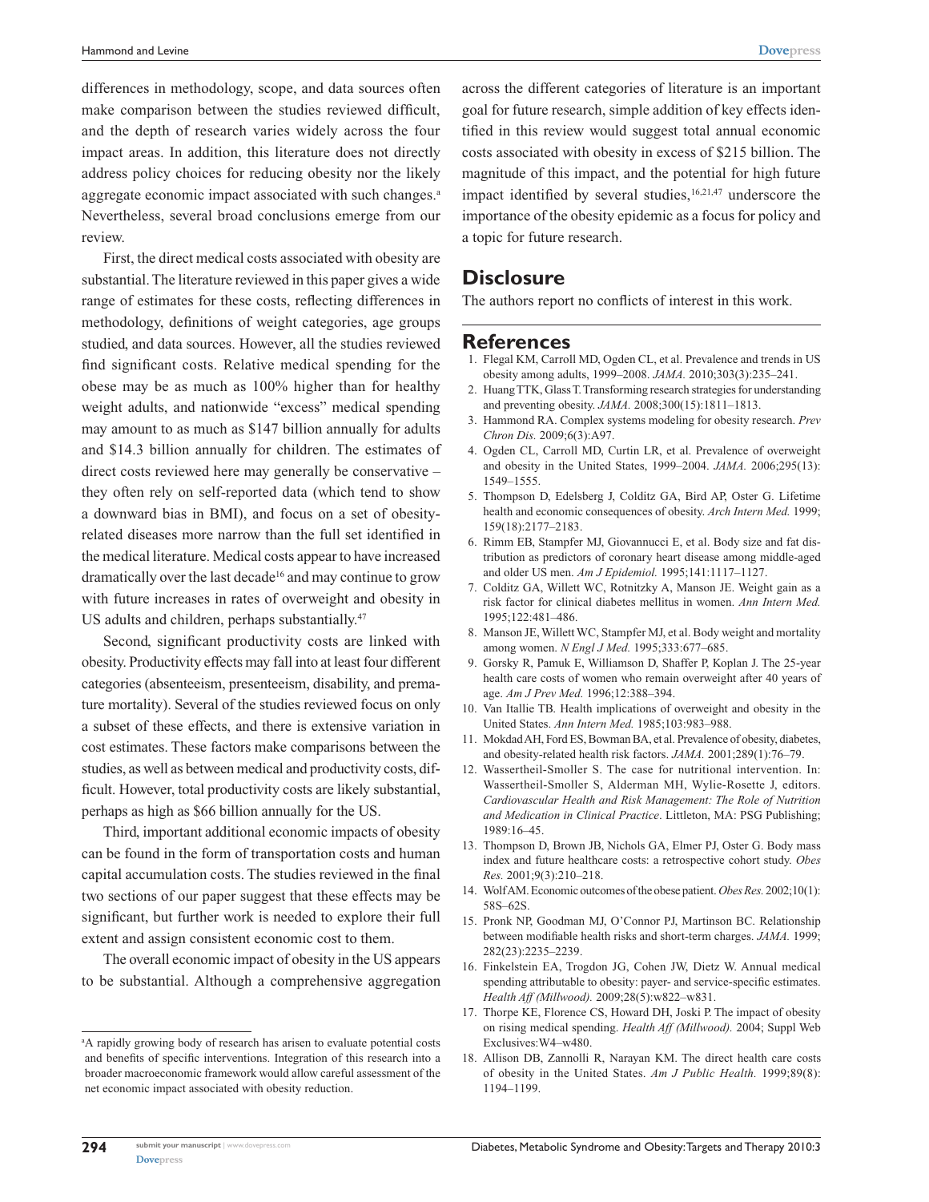differences in methodology, scope, and data sources often make comparison between the studies reviewed difficult, and the depth of research varies widely across the four impact areas. In addition, this literature does not directly address policy choices for reducing obesity nor the likely aggregate economic impact associated with such changes.[a] Nevertheless, several broad conclusions emerge from our review.

First, the direct medical costs associated with obesity are substantial. The literature reviewed in this paper gives a wide range of estimates for these costs, reflecting differences in methodology, definitions of weight categories, age groups studied, and data sources. However, all the studies reviewed find significant costs. Relative medical spending for the obese may be as much as 100% higher than for healthy weight adults, and nationwide "excess" medical spending may amount to as much as $147 billion annually for adults and $14.3 billion annually for children. The estimates of direct costs reviewed here may generally be conservative – they often rely on self-reported data (which tend to show a downward bias in BMI), and focus on a set of obesity-related diseases more narrow than the full set identified in the medical literature. Medical costs appear to have increased dramatically over the last decade[16] and may continue to grow with future increases in rates of overweight and obesity in US adults and children, perhaps substantially.[47]

Second, significant productivity costs are linked with obesity. Productivity effects may fall into at least four different categories (absenteeism, presenteeism, disability, and premature mortality). Several of the studies reviewed focus on only a subset of these effects, and there is extensive variation in cost estimates. These factors make comparisons between the studies, as well as between medical and productivity costs, difficult. However, total productivity costs are likely substantial, perhaps as high as $66 billion annually for the US.

Third, important additional economic impacts of obesity can be found in the form of transportation costs and human capital accumulation costs. The studies reviewed in the final two sections of our paper suggest that these effects may be significant, but further work is needed to explore their full extent and assign consistent economic cost to them.

The overall economic impact of obesity in the US appears to be substantial. Although a comprehensive aggregation across the different categories of literature is an important goal for future research, simple addition of key effects identified in this review would suggest total annual economic costs associated with obesity in excess of $215 billion. The magnitude of this impact, and the potential for high future impact identified by several studies,[16,21,47] underscore the importance of the obesity epidemic as a focus for policy and a topic for future research.

[a]A rapidly growing body of research has arisen to evaluate potential costs and benefits of specific interventions. Integration of this research into a broader macroeconomic framework would allow careful assessment of the net economic impact associated with obesity reduction.

## Disclosure

The authors report no conflicts of interest in this work.

## References

1. Flegal KM, Carroll MD, Ogden CL, et al. Prevalence and trends in US obesity among adults, 1999–2008. *JAMA.* 2010;303(3):235–241.
2. Huang TTK, Glass T. Transforming research strategies for understanding and preventing obesity. *JAMA.* 2008;300(15):1811–1813.
3. Hammond RA. Complex systems modeling for obesity research. *Prev Chron Dis.* 2009;6(3):A97.
4. Ogden CL, Carroll MD, Curtin LR, et al. Prevalence of overweight and obesity in the United States, 1999–2004. *JAMA.* 2006;295(13): 1549–1555.
5. Thompson D, Edelsberg J, Colditz GA, Bird AP, Oster G. Lifetime health and economic consequences of obesity. *Arch Intern Med.* 1999; 159(18):2177–2183.
6. Rimm EB, Stampfer MJ, Giovannucci E, et al. Body size and fat distribution as predictors of coronary heart disease among middle-aged and older US men. *Am J Epidemiol.* 1995;141:1117–1127.
7. Colditz GA, Willett WC, Rotnitzky A, Manson JE. Weight gain as a risk factor for clinical diabetes mellitus in women. *Ann Intern Med.* 1995;122:481–486.
8. Manson JE, Willett WC, Stampfer MJ, et al. Body weight and mortality among women. *N Engl J Med.* 1995;333:677–685.
9. Gorsky R, Pamuk E, Williamson D, Shaffer P, Koplan J. The 25-year health care costs of women who remain overweight after 40 years of age. *Am J Prev Med.* 1996;12:388–394.
10. Van Itallie TB. Health implications of overweight and obesity in the United States. *Ann Intern Med.* 1985;103:983–988.
11. Mokdad AH, Ford ES, Bowman BA, et al. Prevalence of obesity, diabetes, and obesity-related health risk factors. *JAMA.* 2001;289(1):76–79.
12. Wassertheil-Smoller S. The case for nutritional intervention. In: Wassertheil-Smoller S, Alderman MH, Wylie-Rosette J, editors. *Cardiovascular Health and Risk Management: The Role of Nutrition and Medication in Clinical Practice*. Littleton, MA: PSG Publishing; 1989:16–45.
13. Thompson D, Brown JB, Nichols GA, Elmer PJ, Oster G. Body mass index and future healthcare costs: a retrospective cohort study. *Obes Res.* 2001;9(3):210–218.
14. Wolf AM. Economic outcomes of the obese patient. *Obes Res.* 2002;10(1): 58S–62S.
15. Pronk NP, Goodman MJ, O'Connor PJ, Martinson BC. Relationship between modifiable health risks and short-term charges. *JAMA.* 1999; 282(23):2235–2239.
16. Finkelstein EA, Trogdon JG, Cohen JW, Dietz W. Annual medical spending attributable to obesity: payer- and service-specific estimates. *Health Aff (Millwood).* 2009;28(5):w822–w831.
17. Thorpe KE, Florence CS, Howard DH, Joski P. The impact of obesity on rising medical spending. *Health Aff (Millwood).* 2004; Suppl Web Exclusives:W4–w480.
18. Allison DB, Zannolli R, Narayan KM. The direct health care costs of obesity in the United States. *Am J Public Health.* 1999;89(8): 1194–1199.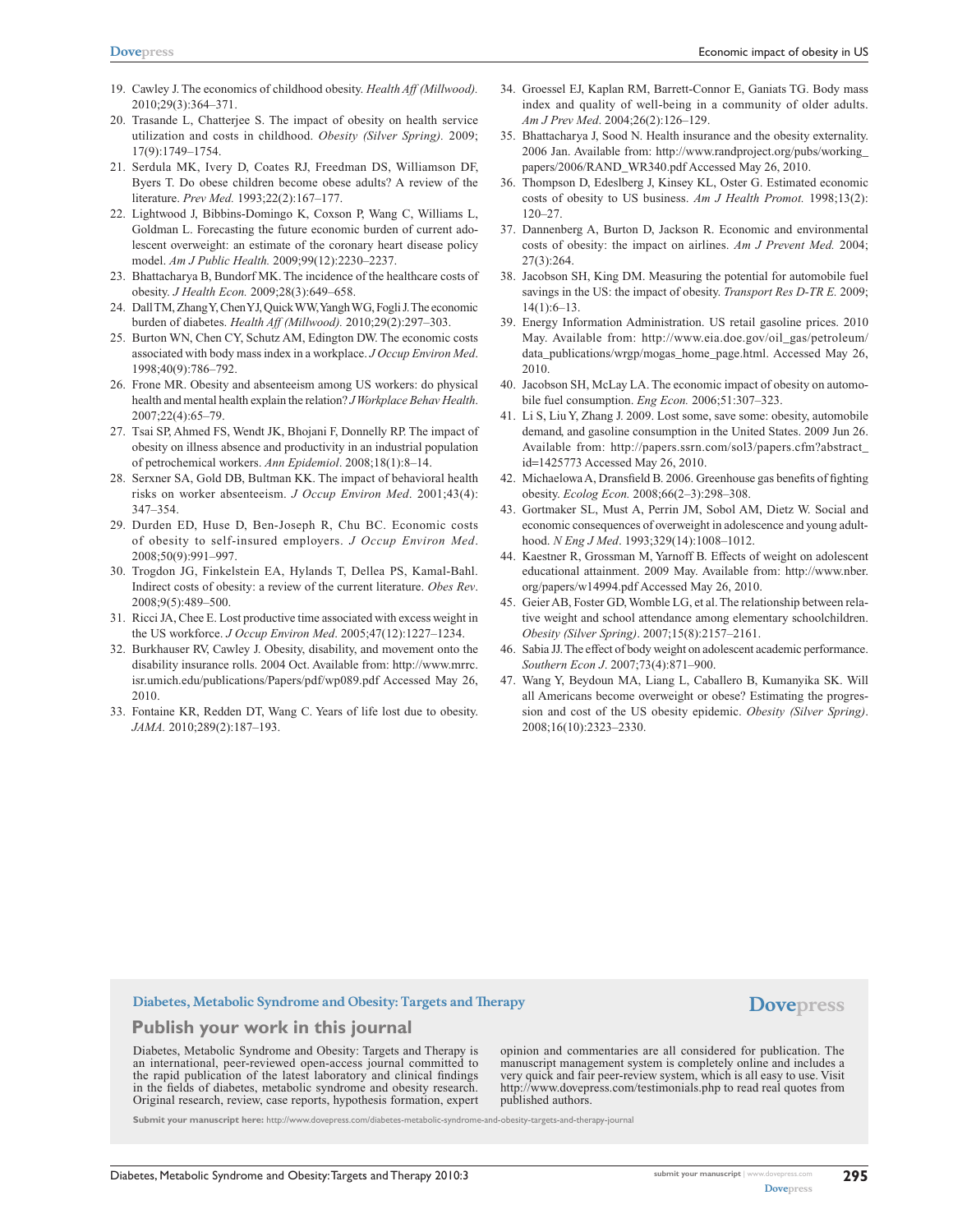19. Cawley J. The economics of childhood obesity. *Health Aff (Millwood).* 2010;29(3):364–371.
20. Trasande L, Chatterjee S. The impact of obesity on health service utilization and costs in childhood. *Obesity (Silver Spring).* 2009; 17(9):1749–1754.
21. Serdula MK, Ivery D, Coates RJ, Freedman DS, Williamson DF, Byers T. Do obese children become obese adults? A review of the literature. *Prev Med.* 1993;22(2):167–177.
22. Lightwood J, Bibbins-Domingo K, Coxson P, Wang C, Williams L, Goldman L. Forecasting the future economic burden of current adolescent overweight: an estimate of the coronary heart disease policy model. *Am J Public Health.* 2009;99(12):2230–2237.
23. Bhattacharya B, Bundorf MK. The incidence of the healthcare costs of obesity. *J Health Econ.* 2009;28(3):649–658.
24. Dall TM, Zhang Y, Chen YJ, Quick WW, Yangh WG, Fogli J. The economic burden of diabetes. *Health Aff (Millwood).* 2010;29(2):297–303.
25. Burton WN, Chen CY, Schutz AM, Edington DW. The economic costs associated with body mass index in a workplace. *J Occup Environ Med*. 1998;40(9):786–792.
26. Frone MR. Obesity and absenteeism among US workers: do physical health and mental health explain the relation? *J Workplace Behav Health.* 2007;22(4):65–79.
27. Tsai SP, Ahmed FS, Wendt JK, Bhojani F, Donnelly RP. The impact of obesity on illness absence and productivity in an industrial population of petrochemical workers. *Ann Epidemiol*. 2008;18(1):8–14.
28. Serxner SA, Gold DB, Bultman KK. The impact of behavioral health risks on worker absenteeism. *J Occup Environ Med*. 2001;43(4): 347–354.
29. Durden ED, Huse D, Ben-Joseph R, Chu BC. Economic costs of obesity to self-insured employers. *J Occup Environ Med*. 2008;50(9):991–997.
30. Trogdon JG, Finkelstein EA, Hylands T, Dellea PS, Kamal-Bahl. Indirect costs of obesity: a review of the current literature. *Obes Rev*. 2008;9(5):489–500.
31. Ricci JA, Chee E. Lost productive time associated with excess weight in the US workforce. *J Occup Environ Med*. 2005;47(12):1227–1234.
32. Burkhauser RV, Cawley J. Obesity, disability, and movement onto the disability insurance rolls. 2004 Oct. Available from: http://www.mrrc.isr.umich.edu/publications/Papers/pdf/wp089.pdf Accessed May 26, 2010.
33. Fontaine KR, Redden DT, Wang C. Years of life lost due to obesity. *JAMA.* 2010;289(2):187–193.
34. Groessel EJ, Kaplan RM, Barrett-Connor E, Ganiats TG. Body mass index and quality of well-being in a community of older adults. *Am J Prev Med*. 2004;26(2):126–129.
35. Bhattacharya J, Sood N. Health insurance and the obesity externality. 2006 Jan. Available from: http://www.randproject.org/pubs/working_papers/2006/RAND_WR340.pdf Accessed May 26, 2010.
36. Thompson D, Edeslberg J, Kinsey KL, Oster G. Estimated economic costs of obesity to US business. *Am J Health Promot.* 1998;13(2): 120–27.
37. Dannenberg A, Burton D, Jackson R. Economic and environmental costs of obesity: the impact on airlines. *Am J Prevent Med.* 2004; 27(3):264.
38. Jacobson SH, King DM. Measuring the potential for automobile fuel savings in the US: the impact of obesity. *Transport Res D-TR E.* 2009; 14(1):6–13.
39. Energy Information Administration. US retail gasoline prices. 2010 May. Available from: http://www.eia.doe.gov/oil_gas/petroleum/data_publications/wrgp/mogas_home_page.html. Accessed May 26, 2010.
40. Jacobson SH, McLay LA. The economic impact of obesity on automobile fuel consumption. *Eng Econ.* 2006;51:307–323.
41. Li S, Liu Y, Zhang J. 2009. Lost some, save some: obesity, automobile demand, and gasoline consumption in the United States. 2009 Jun 26. Available from: http://papers.ssrn.com/sol3/papers.cfm?abstract_id=1425773 Accessed May 26, 2010.
42. Michaelowa A, Dransfield B. 2006. Greenhouse gas benefits of fighting obesity. *Ecolog Econ.* 2008;66(2–3):298–308.
43. Gortmaker SL, Must A, Perrin JM, Sobol AM, Dietz W. Social and economic consequences of overweight in adolescence and young adulthood. *N Eng J Med*. 1993;329(14):1008–1012.
44. Kaestner R, Grossman M, Yarnoff B. Effects of weight on adolescent educational attainment. 2009 May. Available from: http://www.nber.org/papers/w14994.pdf Accessed May 26, 2010.
45. Geier AB, Foster GD, Womble LG, et al. The relationship between relative weight and school attendance among elementary schoolchildren. *Obesity (Silver Spring)*. 2007;15(8):2157–2161.
46. Sabia JJ. The effect of body weight on adolescent academic performance. *Southern Econ J*. 2007;73(4):871–900.
47. Wang Y, Beydoun MA, Liang L, Caballero B, Kumanyika SK. Will all Americans become overweight or obese? Estimating the progression and cost of the US obesity epidemic. *Obesity (Silver Spring)*. 2008;16(10):2323–2330.

**Diabetes, Metabolic Syndrome and Obesity: Targets and Therapy**

## Publish your work in this journal

Diabetes, Metabolic Syndrome and Obesity: Targets and Therapy is an international, peer-reviewed open-access journal committed to the rapid publication of the latest laboratory and clinical findings in the fields of diabetes, metabolic syndrome and obesity research. Original research, review, case reports, hypothesis formation, expert opinion and commentaries are all considered for publication. The manuscript management system is completely online and includes a very quick and fair peer-review system, which is all easy to use. Visit http://www.dovepress.com/testimonials.php to read real quotes from published authors.

**Submit your manuscript here:** http://www.dovepress.com/diabetes-metabolic-syndrome-and-obesity-targets-and-therapy-journal